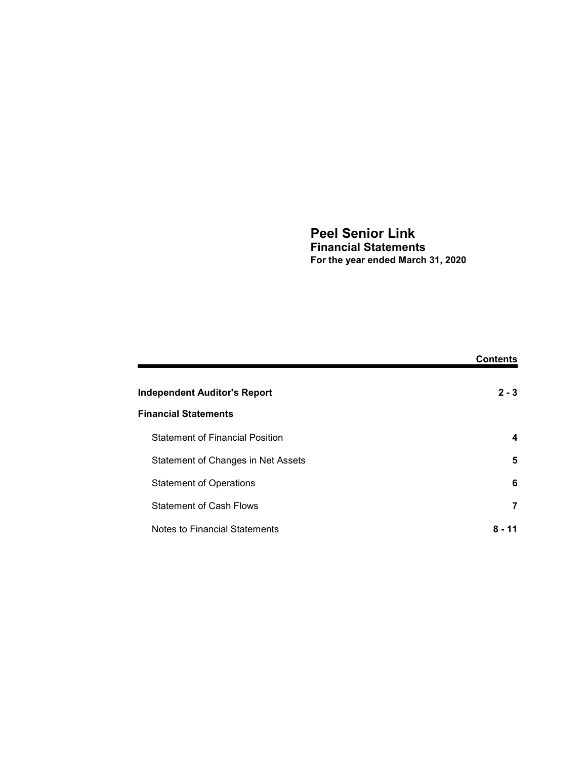# Peel Senior Link

## Financial Statements

**For the year ended March 31, 2020**

| | Contents |
|---|---|
| **Independent Auditor's Report** | **2 - 3** |
| **Financial Statements** | |
| Statement of Financial Position | **4** |
| Statement of Changes in Net Assets | **5** |
| Statement of Operations | **6** |
| Statement of Cash Flows | **7** |
| Notes to Financial Statements | **8 - 11** |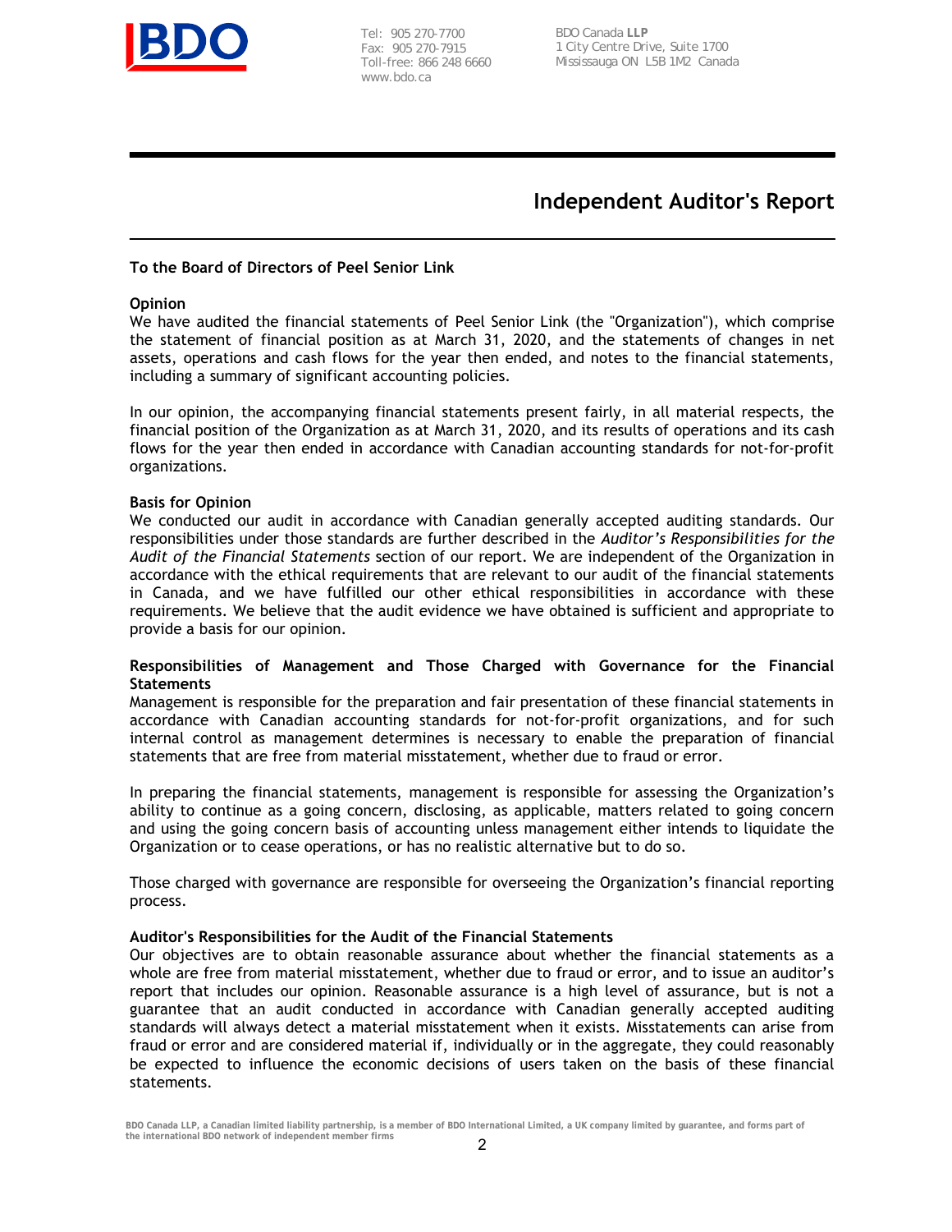Tel: 905 270-7700
Fax: 905 270-7915
Toll-free: 866 248 6660
www.bdo.ca

BDO Canada **LLP**
1 City Centre Drive, Suite 1700
Mississauga ON L5B 1M2 Canada

# Independent Auditor's Report

**To the Board of Directors of Peel Senior Link**

**Opinion**

We have audited the financial statements of Peel Senior Link (the "Organization"), which comprise the statement of financial position as at March 31, 2020, and the statements of changes in net assets, operations and cash flows for the year then ended, and notes to the financial statements, including a summary of significant accounting policies.

In our opinion, the accompanying financial statements present fairly, in all material respects, the financial position of the Organization as at March 31, 2020, and its results of operations and its cash flows for the year then ended in accordance with Canadian accounting standards for not-for-profit organizations.

**Basis for Opinion**

We conducted our audit in accordance with Canadian generally accepted auditing standards. Our responsibilities under those standards are further described in the *Auditor's Responsibilities for the Audit of the Financial Statements* section of our report. We are independent of the Organization in accordance with the ethical requirements that are relevant to our audit of the financial statements in Canada, and we have fulfilled our other ethical responsibilities in accordance with these requirements. We believe that the audit evidence we have obtained is sufficient and appropriate to provide a basis for our opinion.

**Responsibilities of Management and Those Charged with Governance for the Financial Statements**

Management is responsible for the preparation and fair presentation of these financial statements in accordance with Canadian accounting standards for not-for-profit organizations, and for such internal control as management determines is necessary to enable the preparation of financial statements that are free from material misstatement, whether due to fraud or error.

In preparing the financial statements, management is responsible for assessing the Organization's ability to continue as a going concern, disclosing, as applicable, matters related to going concern and using the going concern basis of accounting unless management either intends to liquidate the Organization or to cease operations, or has no realistic alternative but to do so.

Those charged with governance are responsible for overseeing the Organization's financial reporting process.

**Auditor's Responsibilities for the Audit of the Financial Statements**

Our objectives are to obtain reasonable assurance about whether the financial statements as a whole are free from material misstatement, whether due to fraud or error, and to issue an auditor's report that includes our opinion. Reasonable assurance is a high level of assurance, but is not a guarantee that an audit conducted in accordance with Canadian generally accepted auditing standards will always detect a material misstatement when it exists. Misstatements can arise from fraud or error and are considered material if, individually or in the aggregate, they could reasonably be expected to influence the economic decisions of users taken on the basis of these financial statements.

BDO Canada LLP, a Canadian limited liability partnership, is a member of BDO International Limited, a UK company limited by guarantee, and forms part of the international BDO network of independent member firms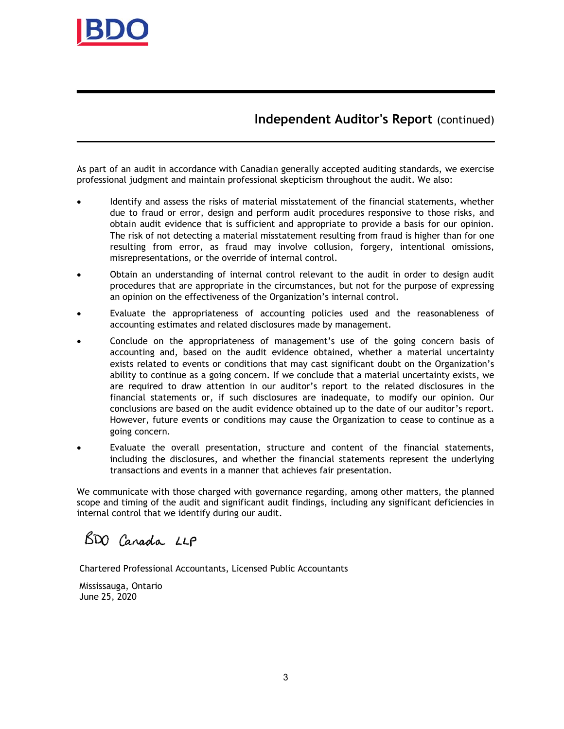## Independent Auditor's Report (continued)

As part of an audit in accordance with Canadian generally accepted auditing standards, we exercise professional judgment and maintain professional skepticism throughout the audit. We also:

- Identify and assess the risks of material misstatement of the financial statements, whether due to fraud or error, design and perform audit procedures responsive to those risks, and obtain audit evidence that is sufficient and appropriate to provide a basis for our opinion. The risk of not detecting a material misstatement resulting from fraud is higher than for one resulting from error, as fraud may involve collusion, forgery, intentional omissions, misrepresentations, or the override of internal control.
- Obtain an understanding of internal control relevant to the audit in order to design audit procedures that are appropriate in the circumstances, but not for the purpose of expressing an opinion on the effectiveness of the Organization's internal control.
- Evaluate the appropriateness of accounting policies used and the reasonableness of accounting estimates and related disclosures made by management.
- Conclude on the appropriateness of management's use of the going concern basis of accounting and, based on the audit evidence obtained, whether a material uncertainty exists related to events or conditions that may cast significant doubt on the Organization's ability to continue as a going concern. If we conclude that a material uncertainty exists, we are required to draw attention in our auditor's report to the related disclosures in the financial statements or, if such disclosures are inadequate, to modify our opinion. Our conclusions are based on the audit evidence obtained up to the date of our auditor's report. However, future events or conditions may cause the Organization to cease to continue as a going concern.
- Evaluate the overall presentation, structure and content of the financial statements, including the disclosures, and whether the financial statements represent the underlying transactions and events in a manner that achieves fair presentation.

We communicate with those charged with governance regarding, among other matters, the planned scope and timing of the audit and significant audit findings, including any significant deficiencies in internal control that we identify during our audit.

BDO Canada LLP

Chartered Professional Accountants, Licensed Public Accountants

Mississauga, Ontario
June 25, 2020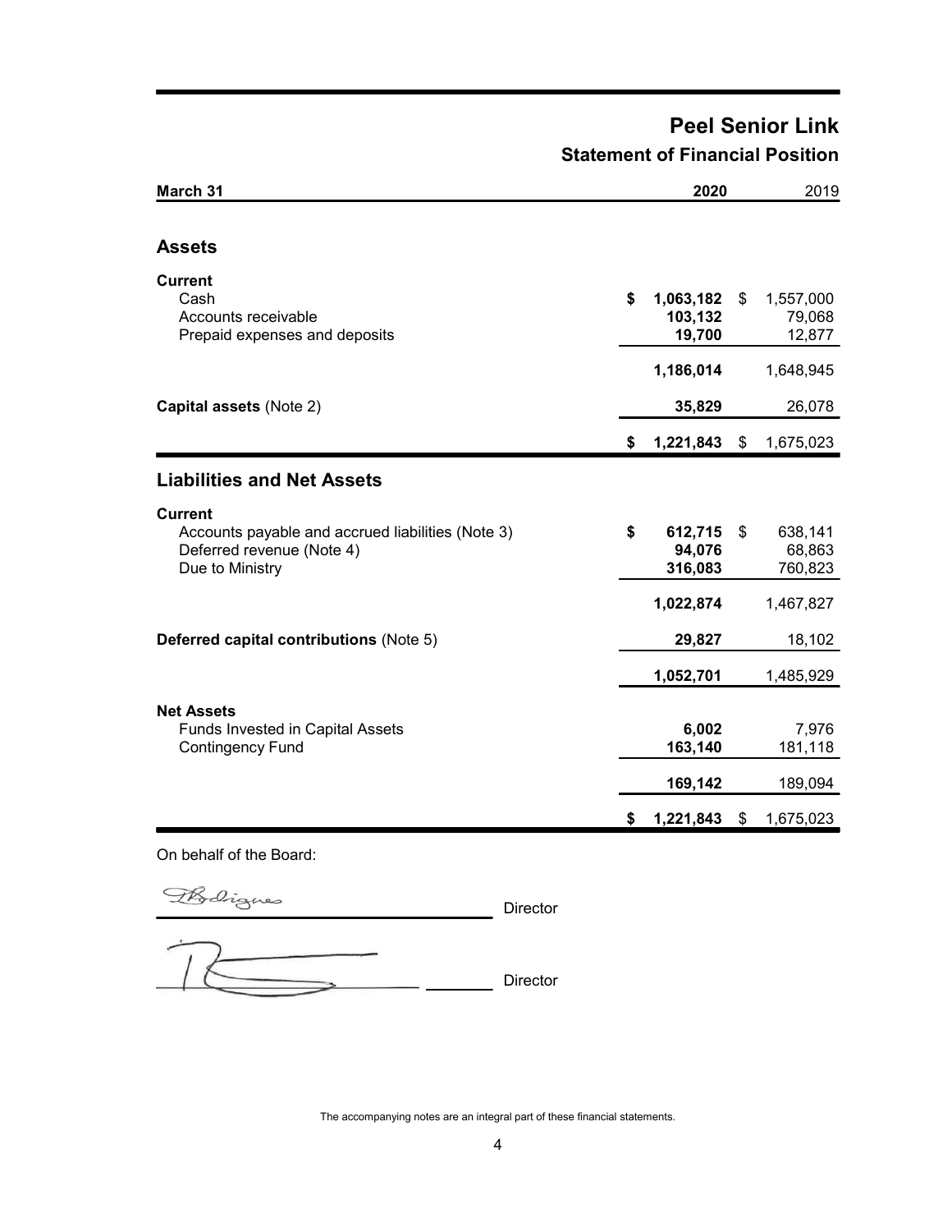# Peel Senior Link

## Statement of Financial Position

| March 31 | 2020 | 2019 |
|---|---|---|
| **Assets** | | |
| **Current** | | |
| Cash | $ 1,063,182 | $ 1,557,000 |
| Accounts receivable | 103,132 | 79,068 |
| Prepaid expenses and deposits | 19,700 | 12,877 |
| | 1,186,014 | 1,648,945 |
| **Capital assets** (Note 2) | 35,829 | 26,078 |
| | $ 1,221,843 | $ 1,675,023 |
| **Liabilities and Net Assets** | | |
| **Current** | | |
| Accounts payable and accrued liabilities (Note 3) | $ 612,715 | $ 638,141 |
| Deferred revenue (Note 4) | 94,076 | 68,863 |
| Due to Ministry | 316,083 | 760,823 |
| | 1,022,874 | 1,467,827 |
| **Deferred capital contributions** (Note 5) | 29,827 | 18,102 |
| | 1,052,701 | 1,485,929 |
| **Net Assets** | | |
| Funds Invested in Capital Assets | 6,002 | 7,976 |
| Contingency Fund | 163,140 | 181,118 |
| | 169,142 | 189,094 |
| | $ 1,221,843 | $ 1,675,023 |

On behalf of the Board:

_______________ Director

_______________ Director

The accompanying notes are an integral part of these financial statements.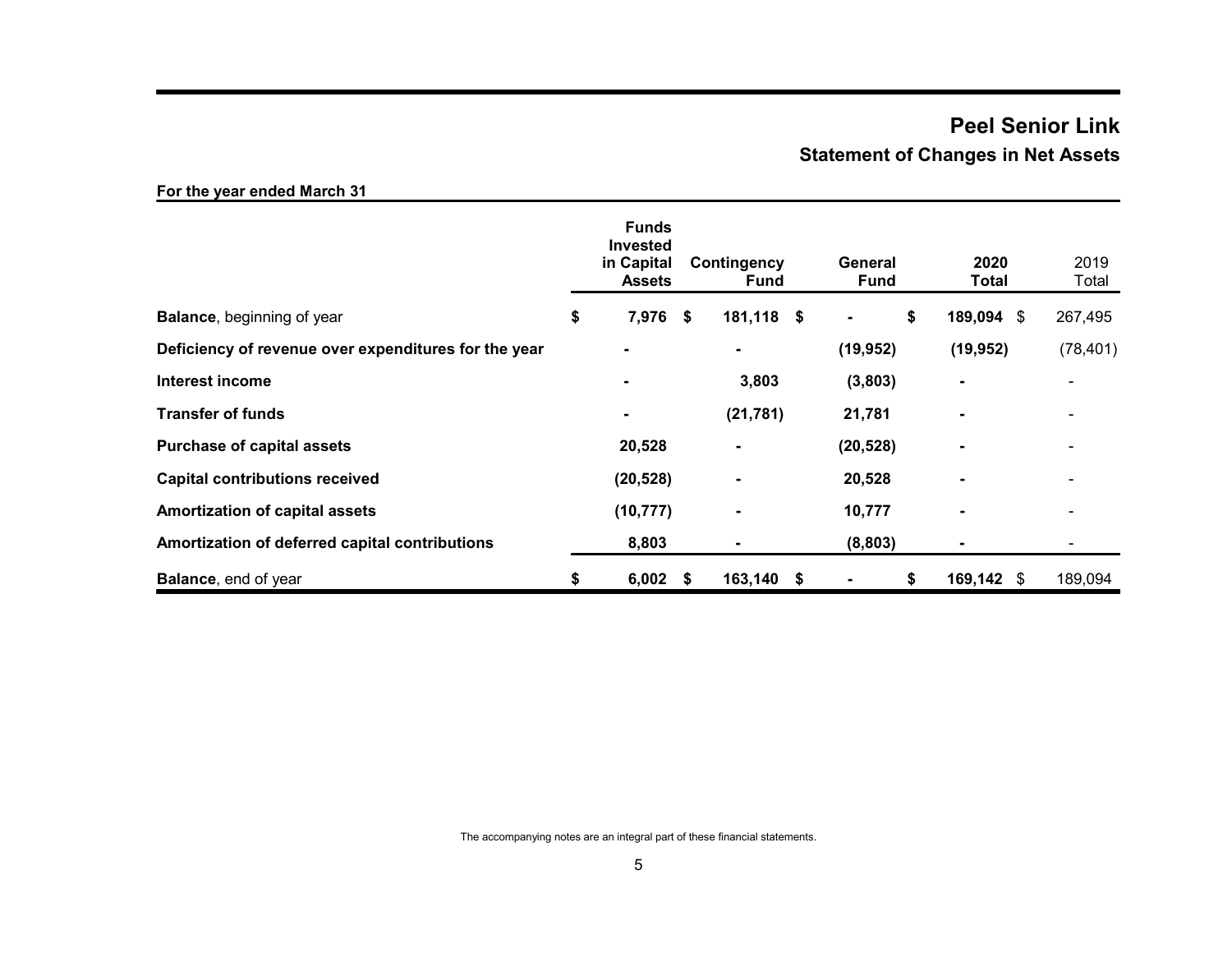# Peel Senior Link

## Statement of Changes in Net Assets

**For the year ended March 31**

| | Funds Invested in Capital Assets | Contingency Fund | General Fund | 2020 Total | 2019 Total |
|---|---|---|---|---|---|
| **Balance**, beginning of year | $ 7,976 | $ 181,118 | $ - | $ 189,094 | $ 267,495 |
| **Deficiency of revenue over expenditures for the year** | - | - | (19,952) | (19,952) | (78,401) |
| **Interest income** | - | 3,803 | (3,803) | - | - |
| **Transfer of funds** | - | (21,781) | 21,781 | - | - |
| **Purchase of capital assets** | 20,528 | - | (20,528) | - | - |
| **Capital contributions received** | (20,528) | - | 20,528 | - | - |
| **Amortization of capital assets** | (10,777) | - | 10,777 | - | - |
| **Amortization of deferred capital contributions** | 8,803 | - | (8,803) | - | - |
| **Balance**, end of year | $ 6,002 | $ 163,140 | $ - | $ 169,142 | $ 189,094 |

The accompanying notes are an integral part of these financial statements.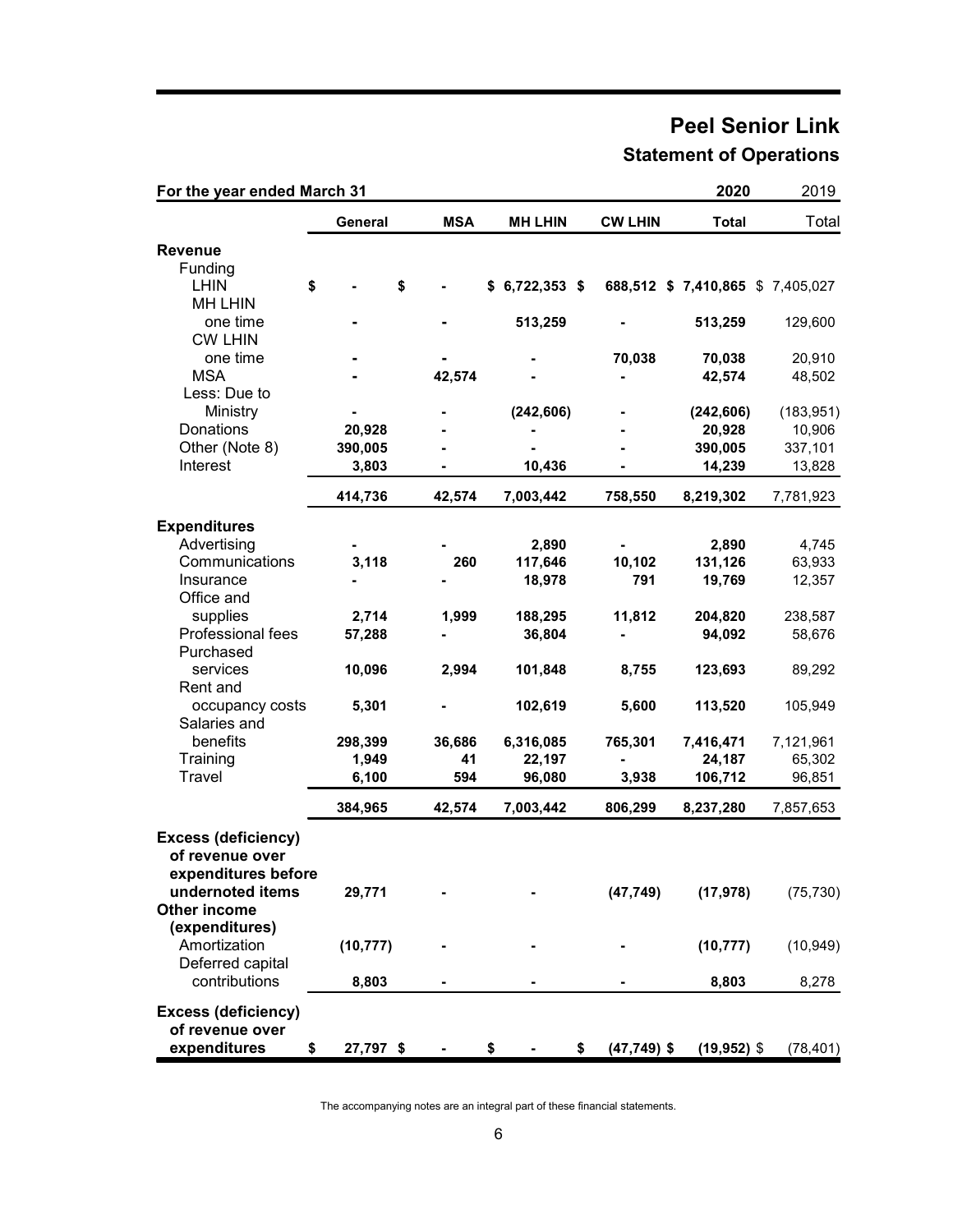# Peel Senior Link

## Statement of Operations

| For the year ended March 31 | | | | | 2020 | 2019 |
|---|---|---|---|---|---|---|
| | **General** | **MSA** | **MH LHIN** | **CW LHIN** | **Total** | Total |
| **Revenue** | | | | | | |
| Funding | | | | | | |
| LHIN | $ - | $ - | $ 6,722,353 | $ 688,512 | $ 7,410,865 | $ 7,405,027 |
| MH LHIN one time | - | - | 513,259 | - | 513,259 | 129,600 |
| CW LHIN one time | - | - | - | 70,038 | 70,038 | 20,910 |
| MSA | - | 42,574 | - | - | 42,574 | 48,502 |
| Less: Due to Ministry | - | - | (242,606) | - | (242,606) | (183,951) |
| Donations | 20,928 | - | - | - | 20,928 | 10,906 |
| Other (Note 8) | 390,005 | - | - | - | 390,005 | 337,101 |
| Interest | 3,803 | - | 10,436 | - | 14,239 | 13,828 |
| | 414,736 | 42,574 | 7,003,442 | 758,550 | 8,219,302 | 7,781,923 |
| **Expenditures** | | | | | | |
| Advertising | - | - | 2,890 | - | 2,890 | 4,745 |
| Communications | 3,118 | 260 | 117,646 | 10,102 | 131,126 | 63,933 |
| Insurance | - | - | 18,978 | 791 | 19,769 | 12,357 |
| Office and supplies | 2,714 | 1,999 | 188,295 | 11,812 | 204,820 | 238,587 |
| Professional fees | 57,288 | - | 36,804 | - | 94,092 | 58,676 |
| Purchased services | 10,096 | 2,994 | 101,848 | 8,755 | 123,693 | 89,292 |
| Rent and occupancy costs | 5,301 | - | 102,619 | 5,600 | 113,520 | 105,949 |
| Salaries and benefits | 298,399 | 36,686 | 6,316,085 | 765,301 | 7,416,471 | 7,121,961 |
| Training | 1,949 | 41 | 22,197 | - | 24,187 | 65,302 |
| Travel | 6,100 | 594 | 96,080 | 3,938 | 106,712 | 96,851 |
| | 384,965 | 42,574 | 7,003,442 | 806,299 | 8,237,280 | 7,857,653 |
| **Excess (deficiency) of revenue over expenditures before undernoted items** | 29,771 | - | - | (47,749) | (17,978) | (75,730) |
| **Other income (expenditures)** | | | | | | |
| Amortization | (10,777) | - | - | - | (10,777) | (10,949) |
| Deferred capital contributions | 8,803 | - | - | - | 8,803 | 8,278 |
| **Excess (deficiency) of revenue over expenditures** | $ 27,797 | $ - | $ - | $ (47,749) | $ (19,952) | $ (78,401) |

The accompanying notes are an integral part of these financial statements.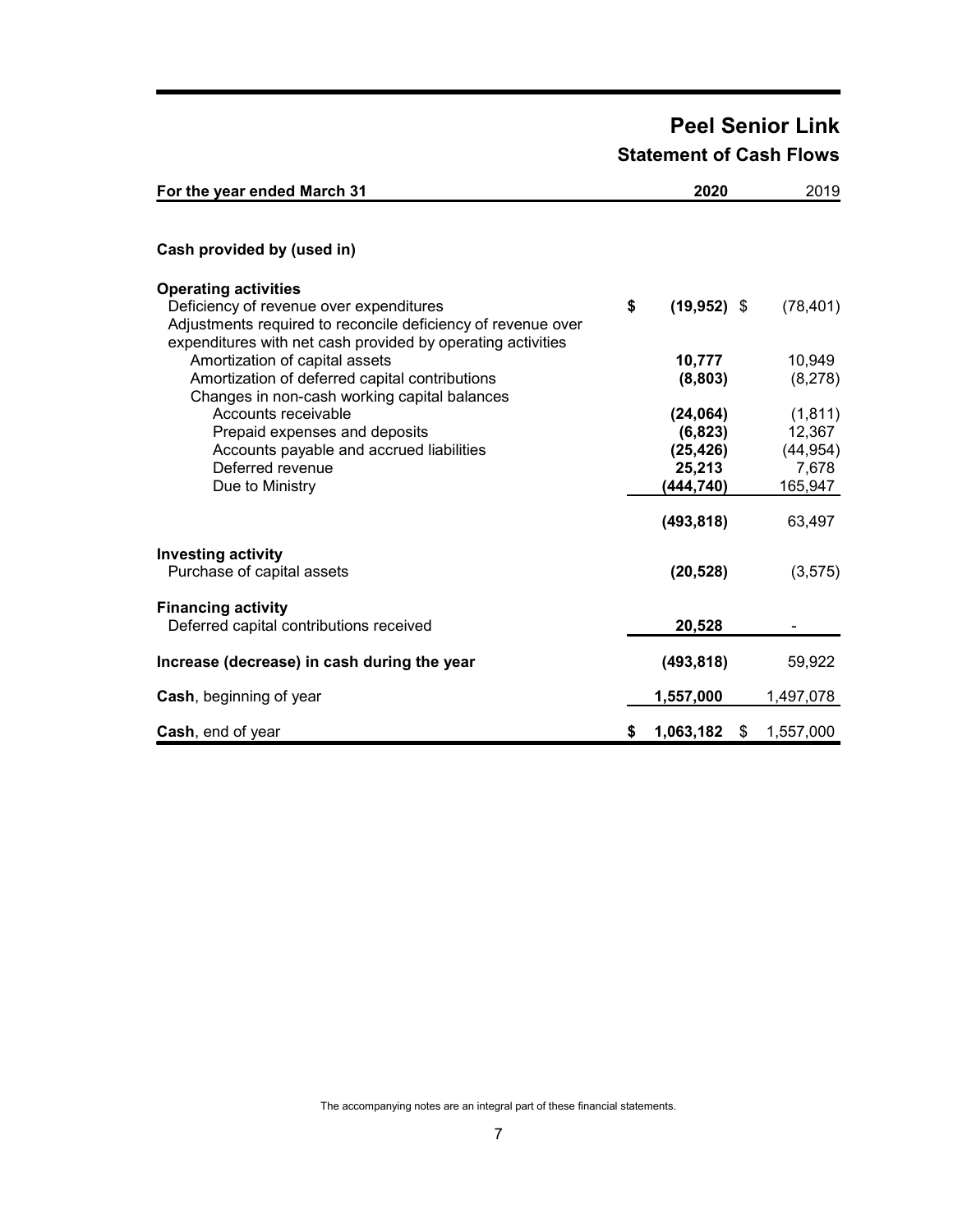# Peel Senior Link

## Statement of Cash Flows

| For the year ended March 31 | 2020 | 2019 |
|---|---|---|
| **Cash provided by (used in)** | | |
| **Operating activities** | | |
| Deficiency of revenue over expenditures | $ **(19,952)** | $ (78,401) |
| Adjustments required to reconcile deficiency of revenue over expenditures with net cash provided by operating activities | | |
| Amortization of capital assets | **10,777** | 10,949 |
| Amortization of deferred capital contributions | **(8,803)** | (8,278) |
| Changes in non-cash working capital balances | | |
| Accounts receivable | **(24,064)** | (1,811) |
| Prepaid expenses and deposits | **(6,823)** | 12,367 |
| Accounts payable and accrued liabilities | **(25,426)** | (44,954) |
| Deferred revenue | **25,213** | 7,678 |
| Due to Ministry | **(444,740)** | 165,947 |
| | **(493,818)** | 63,497 |
| **Investing activity** | | |
| Purchase of capital assets | **(20,528)** | (3,575) |
| **Financing activity** | | |
| Deferred capital contributions received | **20,528** | - |
| **Increase (decrease) in cash during the year** | **(493,818)** | 59,922 |
| **Cash**, beginning of year | **1,557,000** | 1,497,078 |
| **Cash**, end of year | $ **1,063,182** | $ 1,557,000 |

The accompanying notes are an integral part of these financial statements.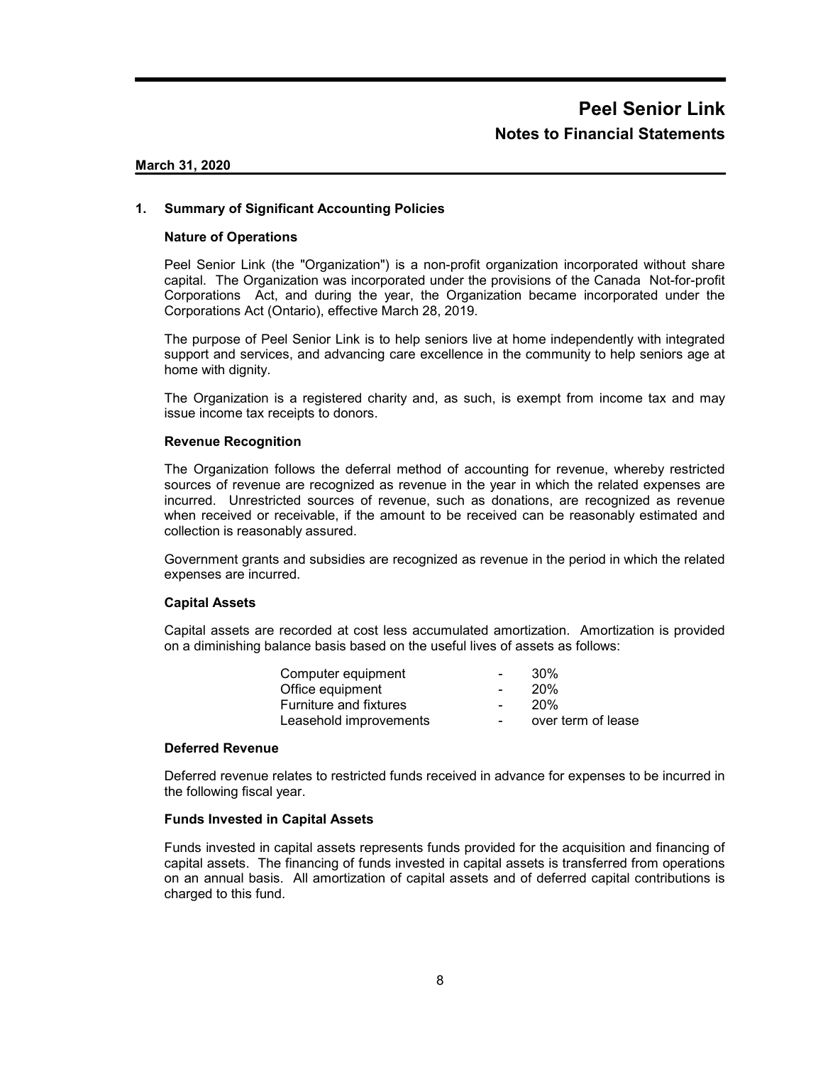# Peel Senior Link

## Notes to Financial Statements

**March 31, 2020**

### 1. Summary of Significant Accounting Policies

**Nature of Operations**

Peel Senior Link (the "Organization") is a non-profit organization incorporated without share capital. The Organization was incorporated under the provisions of the Canada Not-for-profit Corporations Act, and during the year, the Organization became incorporated under the Corporations Act (Ontario), effective March 28, 2019.

The purpose of Peel Senior Link is to help seniors live at home independently with integrated support and services, and advancing care excellence in the community to help seniors age at home with dignity.

The Organization is a registered charity and, as such, is exempt from income tax and may issue income tax receipts to donors.

**Revenue Recognition**

The Organization follows the deferral method of accounting for revenue, whereby restricted sources of revenue are recognized as revenue in the year in which the related expenses are incurred. Unrestricted sources of revenue, such as donations, are recognized as revenue when received or receivable, if the amount to be received can be reasonably estimated and collection is reasonably assured.

Government grants and subsidies are recognized as revenue in the period in which the related expenses are incurred.

**Capital Assets**

Capital assets are recorded at cost less accumulated amortization. Amortization is provided on a diminishing balance basis based on the useful lives of assets as follows:

| | | |
|---|---|---|
| Computer equipment | - | 30% |
| Office equipment | - | 20% |
| Furniture and fixtures | - | 20% |
| Leasehold improvements | - | over term of lease |

**Deferred Revenue**

Deferred revenue relates to restricted funds received in advance for expenses to be incurred in the following fiscal year.

**Funds Invested in Capital Assets**

Funds invested in capital assets represents funds provided for the acquisition and financing of capital assets. The financing of funds invested in capital assets is transferred from operations on an annual basis. All amortization of capital assets and of deferred capital contributions is charged to this fund.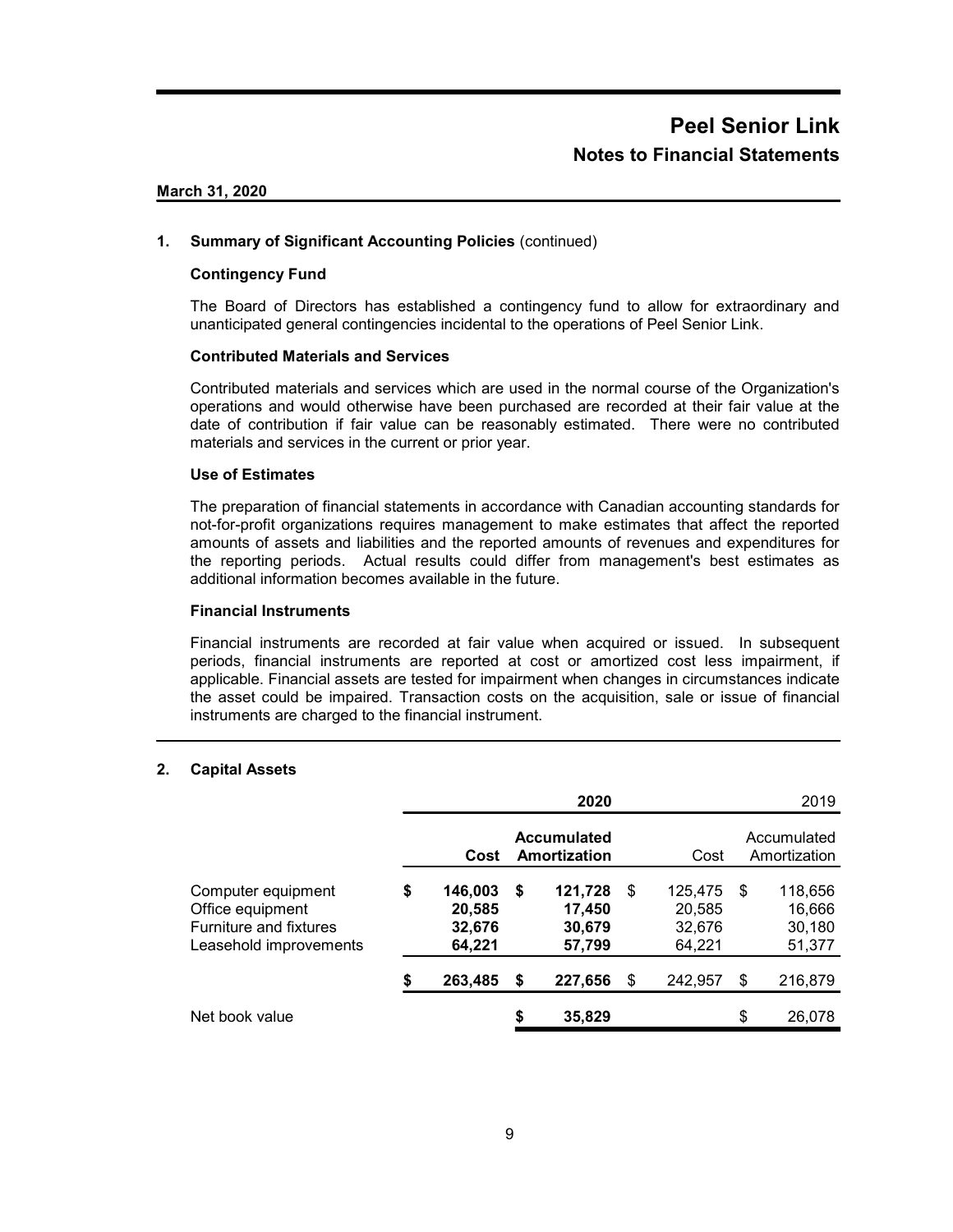## 1. Summary of Significant Accounting Policies (continued)

### Contingency Fund

The Board of Directors has established a contingency fund to allow for extraordinary and unanticipated general contingencies incidental to the operations of Peel Senior Link.

### Contributed Materials and Services

Contributed materials and services which are used in the normal course of the Organization's operations and would otherwise have been purchased are recorded at their fair value at the date of contribution if fair value can be reasonably estimated. There were no contributed materials and services in the current or prior year.

### Use of Estimates

The preparation of financial statements in accordance with Canadian accounting standards for not-for-profit organizations requires management to make estimates that affect the reported amounts of assets and liabilities and the reported amounts of revenues and expenditures for the reporting periods. Actual results could differ from management's best estimates as additional information becomes available in the future.

### Financial Instruments

Financial instruments are recorded at fair value when acquired or issued. In subsequent periods, financial instruments are reported at cost or amortized cost less impairment, if applicable. Financial assets are tested for impairment when changes in circumstances indicate the asset could be impaired. Transaction costs on the acquisition, sale or issue of financial instruments are charged to the financial instrument.

## 2. Capital Assets

| | **2020** | | 2019 | |
|---|---|---|---|---|
| | **Cost** | **Accumulated Amortization** | Cost | Accumulated Amortization |
| Computer equipment | **$ 146,003** | **$ 121,728** | $ 125,475 | $ 118,656 |
| Office equipment | **20,585** | **17,450** | 20,585 | 16,666 |
| Furniture and fixtures | **32,676** | **30,679** | 32,676 | 30,180 |
| Leasehold improvements | **64,221** | **57,799** | 64,221 | 51,377 |
| | **$ 263,485** | **$ 227,656** | $ 242,957 | $ 216,879 |
| Net book value | | **$ 35,829** | | $ 26,078 |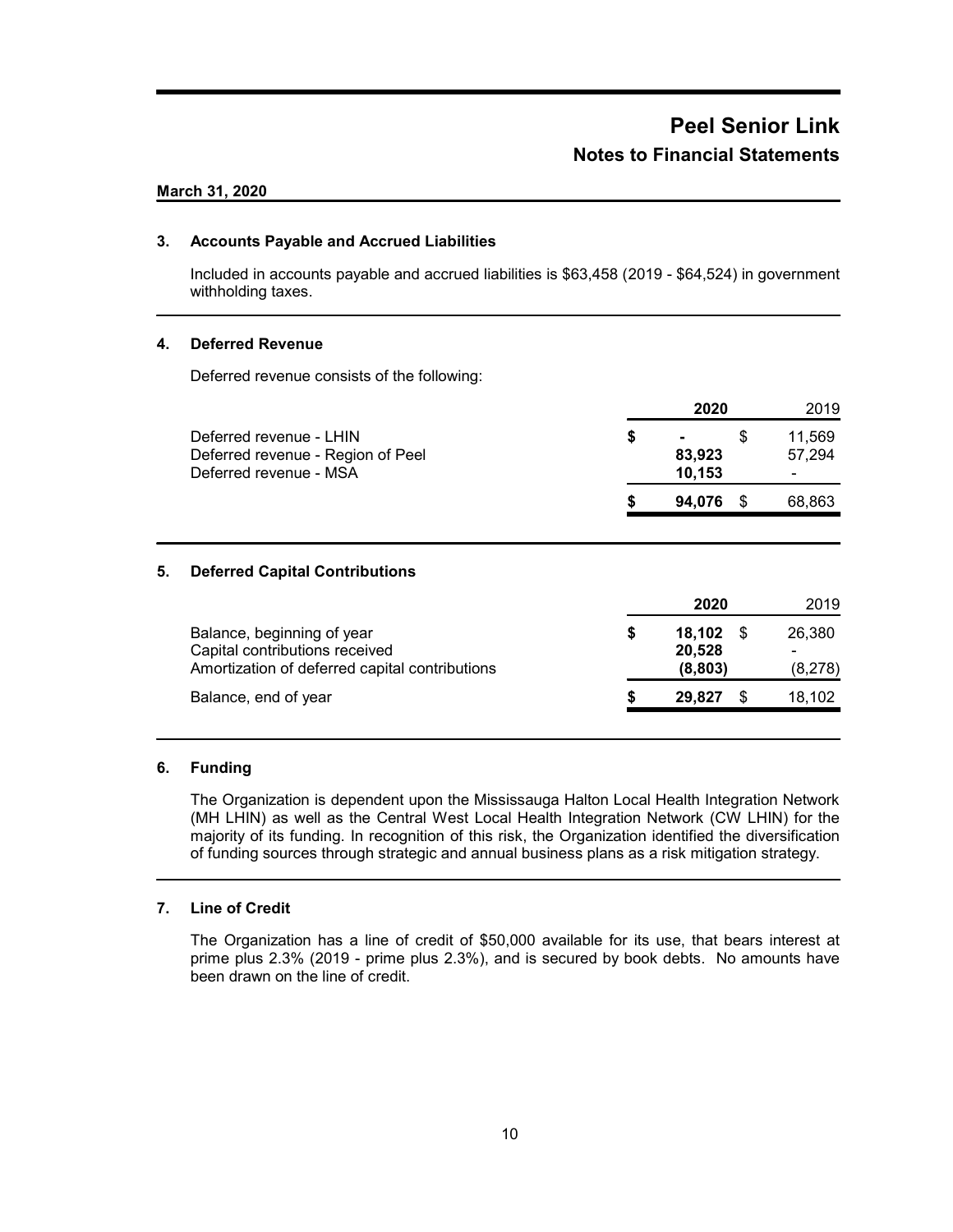# Peel Senior Link

## Notes to Financial Statements

**March 31, 2020**

### 3. Accounts Payable and Accrued Liabilities

Included in accounts payable and accrued liabilities is $63,458 (2019 - $64,524) in government withholding taxes.

### 4. Deferred Revenue

Deferred revenue consists of the following:

| | 2020 | 2019 |
|---|---|---|
| Deferred revenue - LHIN | $ - | $ 11,569 |
| Deferred revenue - Region of Peel | 83,923 | 57,294 |
| Deferred revenue - MSA | 10,153 | - |
| | $ 94,076 | $ 68,863 |

### 5. Deferred Capital Contributions

| | 2020 | 2019 |
|---|---|---|
| Balance, beginning of year | $ 18,102 | $ 26,380 |
| Capital contributions received | 20,528 | - |
| Amortization of deferred capital contributions | (8,803) | (8,278) |
| Balance, end of year | $ 29,827 | $ 18,102 |

### 6. Funding

The Organization is dependent upon the Mississauga Halton Local Health Integration Network (MH LHIN) as well as the Central West Local Health Integration Network (CW LHIN) for the majority of its funding. In recognition of this risk, the Organization identified the diversification of funding sources through strategic and annual business plans as a risk mitigation strategy.

### 7. Line of Credit

The Organization has a line of credit of $50,000 available for its use, that bears interest at prime plus 2.3% (2019 - prime plus 2.3%), and is secured by book debts. No amounts have been drawn on the line of credit.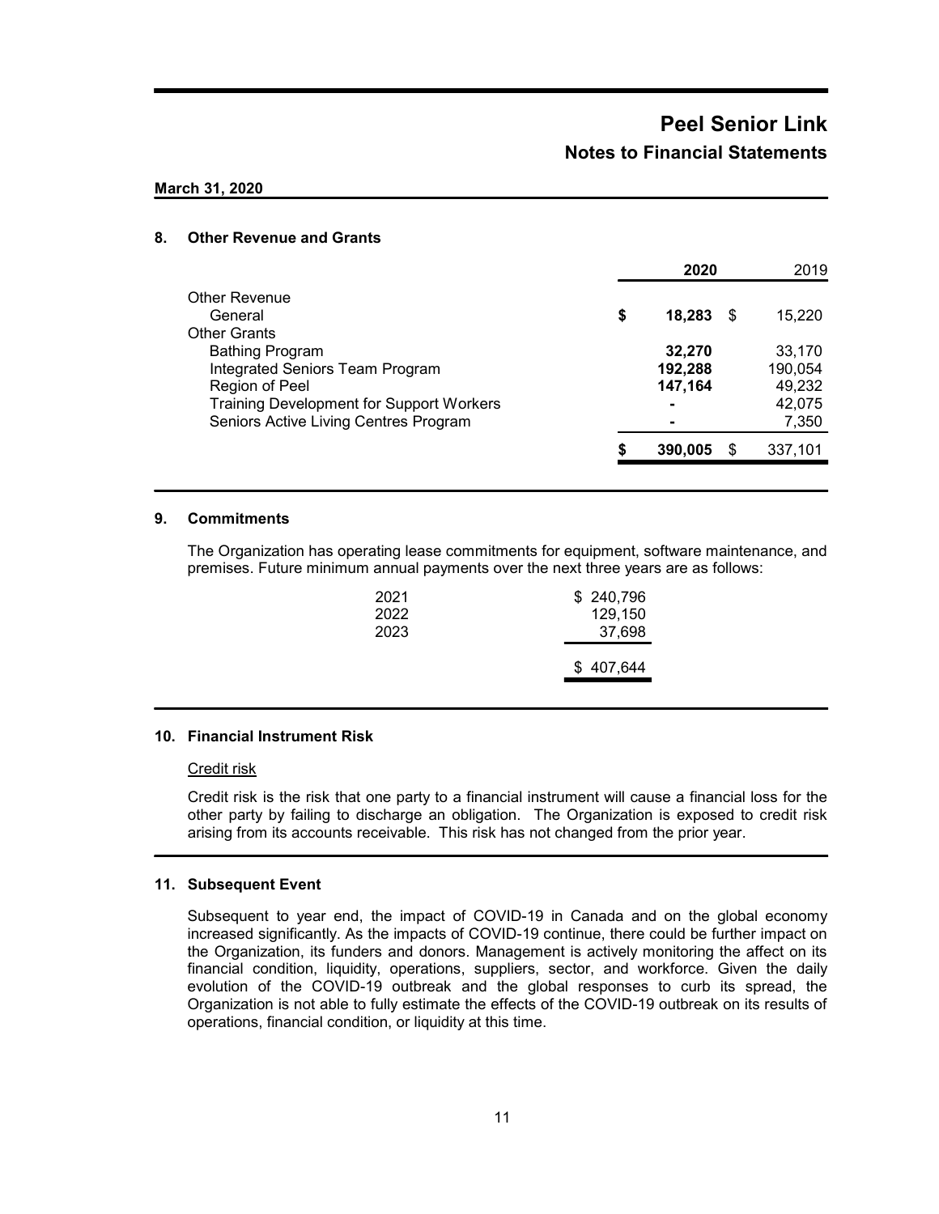# Peel Senior Link

## Notes to Financial Statements

**March 31, 2020**

### 8. Other Revenue and Grants

| | 2020 | 2019 |
|---|---|---|
| Other Revenue | | |
| General | **$ 18,283** | $ 15,220 |
| Other Grants | | |
| Bathing Program | **32,270** | 33,170 |
| Integrated Seniors Team Program | **192,288** | 190,054 |
| Region of Peel | **147,164** | 49,232 |
| Training Development for Support Workers | **-** | 42,075 |
| Seniors Active Living Centres Program | **-** | 7,350 |
| | **$ 390,005** | $ 337,101 |

### 9. Commitments

The Organization has operating lease commitments for equipment, software maintenance, and premises. Future minimum annual payments over the next three years are as follows:

| | |
|---|---|
| 2021 | $ 240,796 |
| 2022 | 129,150 |
| 2023 | 37,698 |
| | $ 407,644 |

### 10. Financial Instrument Risk

Credit risk

Credit risk is the risk that one party to a financial instrument will cause a financial loss for the other party by failing to discharge an obligation. The Organization is exposed to credit risk arising from its accounts receivable. This risk has not changed from the prior year.

### 11. Subsequent Event

Subsequent to year end, the impact of COVID-19 in Canada and on the global economy increased significantly. As the impacts of COVID-19 continue, there could be further impact on the Organization, its funders and donors. Management is actively monitoring the affect on its financial condition, liquidity, operations, suppliers, sector, and workforce. Given the daily evolution of the COVID-19 outbreak and the global responses to curb its spread, the Organization is not able to fully estimate the effects of the COVID-19 outbreak on its results of operations, financial condition, or liquidity at this time.